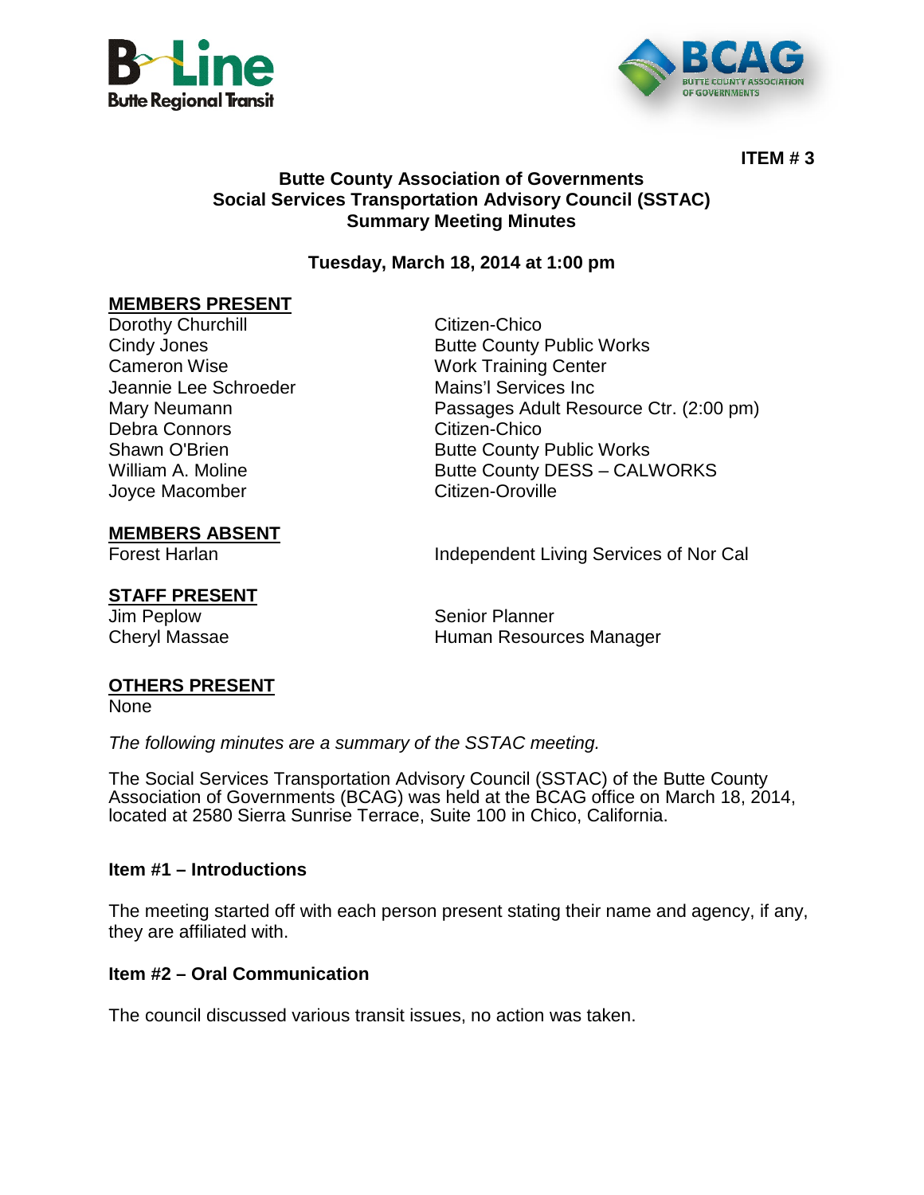**ITEM # 3**

**Butte County Association of Governments**
**Social Services Transportation Advisory Council (SSTAC)**
**Summary Meeting Minutes**

**Tuesday, March 18, 2014 at 1:00 pm**

**MEMBERS PRESENT**

| | |
|---|---|
| Dorothy Churchill | Citizen-Chico |
| Cindy Jones | Butte County Public Works |
| Cameron Wise | Work Training Center |
| Jeannie Lee Schroeder | Mains'l Services Inc |
| Mary Neumann | Passages Adult Resource Ctr. (2:00 pm) |
| Debra Connors | Citizen-Chico |
| Shawn O'Brien | Butte County Public Works |
| William A. Moline | Butte County DESS – CALWORKS |
| Joyce Macomber | Citizen-Oroville |

**MEMBERS ABSENT**

| | |
|---|---|
| Forest Harlan | Independent Living Services of Nor Cal |

**STAFF PRESENT**

| | |
|---|---|
| Jim Peplow | Senior Planner |
| Cheryl Massae | Human Resources Manager |

**OTHERS PRESENT**

None

*The following minutes are a summary of the SSTAC meeting.*

The Social Services Transportation Advisory Council (SSTAC) of the Butte County Association of Governments (BCAG) was held at the BCAG office on March 18, 2014, located at 2580 Sierra Sunrise Terrace, Suite 100 in Chico, California.

### Item #1 – Introductions

The meeting started off with each person present stating their name and agency, if any, they are affiliated with.

### Item #2 – Oral Communication

The council discussed various transit issues, no action was taken.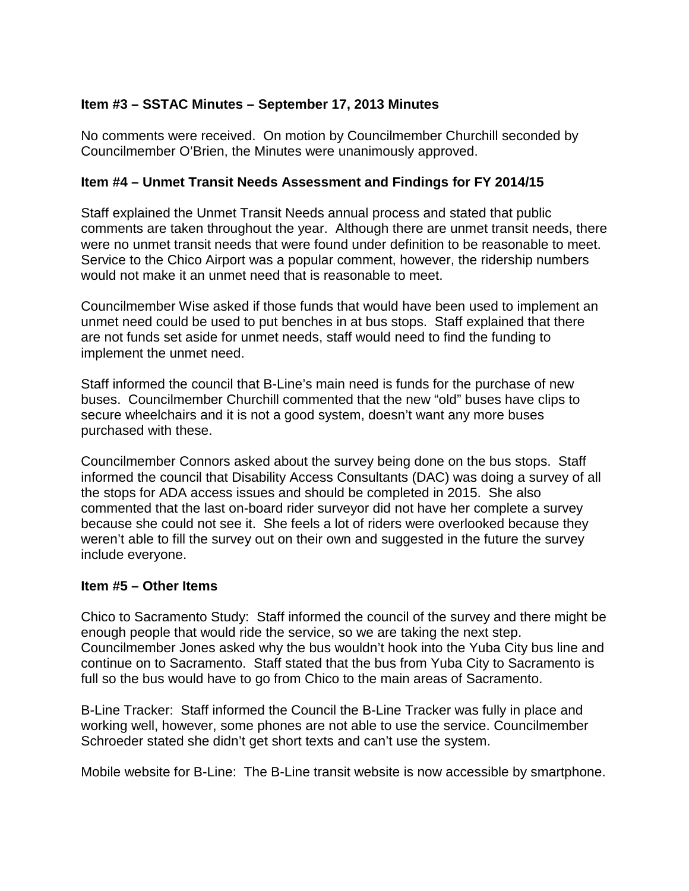**Item #3 – SSTAC Minutes – September 17, 2013 Minutes**

No comments were received. On motion by Councilmember Churchill seconded by Councilmember O'Brien, the Minutes were unanimously approved.

**Item #4 – Unmet Transit Needs Assessment and Findings for FY 2014/15**

Staff explained the Unmet Transit Needs annual process and stated that public comments are taken throughout the year. Although there are unmet transit needs, there were no unmet transit needs that were found under definition to be reasonable to meet. Service to the Chico Airport was a popular comment, however, the ridership numbers would not make it an unmet need that is reasonable to meet.

Councilmember Wise asked if those funds that would have been used to implement an unmet need could be used to put benches in at bus stops. Staff explained that there are not funds set aside for unmet needs, staff would need to find the funding to implement the unmet need.

Staff informed the council that B-Line's main need is funds for the purchase of new buses. Councilmember Churchill commented that the new "old" buses have clips to secure wheelchairs and it is not a good system, doesn't want any more buses purchased with these.

Councilmember Connors asked about the survey being done on the bus stops. Staff informed the council that Disability Access Consultants (DAC) was doing a survey of all the stops for ADA access issues and should be completed in 2015. She also commented that the last on-board rider surveyor did not have her complete a survey because she could not see it. She feels a lot of riders were overlooked because they weren't able to fill the survey out on their own and suggested in the future the survey include everyone.

**Item #5 – Other Items**

Chico to Sacramento Study: Staff informed the council of the survey and there might be enough people that would ride the service, so we are taking the next step. Councilmember Jones asked why the bus wouldn't hook into the Yuba City bus line and continue on to Sacramento. Staff stated that the bus from Yuba City to Sacramento is full so the bus would have to go from Chico to the main areas of Sacramento.

B-Line Tracker: Staff informed the Council the B-Line Tracker was fully in place and working well, however, some phones are not able to use the service. Councilmember Schroeder stated she didn't get short texts and can't use the system.

Mobile website for B-Line: The B-Line transit website is now accessible by smartphone.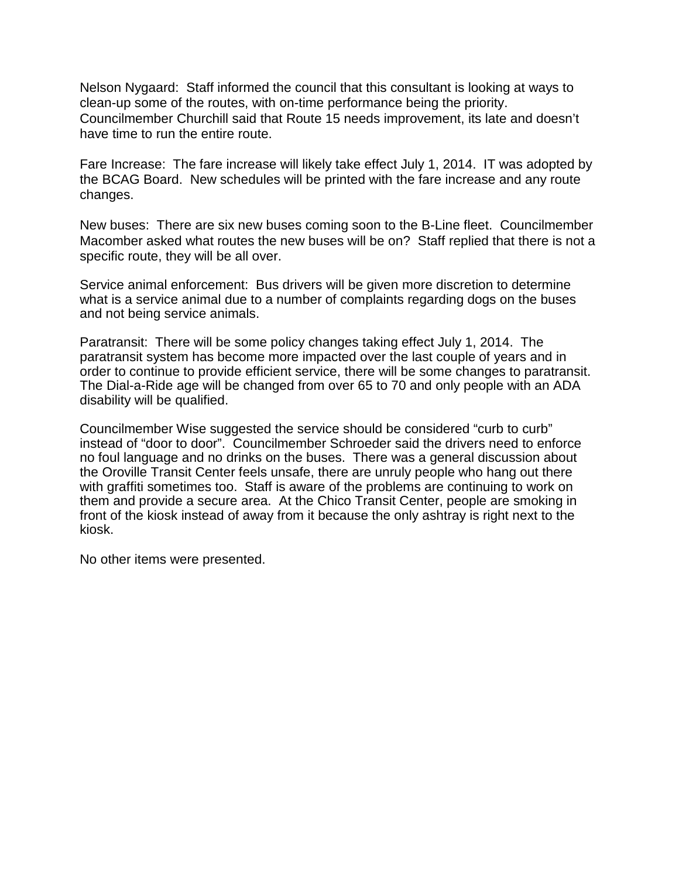Nelson Nygaard: Staff informed the council that this consultant is looking at ways to clean-up some of the routes, with on-time performance being the priority. Councilmember Churchill said that Route 15 needs improvement, its late and doesn't have time to run the entire route.

Fare Increase: The fare increase will likely take effect July 1, 2014. IT was adopted by the BCAG Board. New schedules will be printed with the fare increase and any route changes.

New buses: There are six new buses coming soon to the B-Line fleet. Councilmember Macomber asked what routes the new buses will be on? Staff replied that there is not a specific route, they will be all over.

Service animal enforcement: Bus drivers will be given more discretion to determine what is a service animal due to a number of complaints regarding dogs on the buses and not being service animals.

Paratransit: There will be some policy changes taking effect July 1, 2014. The paratransit system has become more impacted over the last couple of years and in order to continue to provide efficient service, there will be some changes to paratransit. The Dial-a-Ride age will be changed from over 65 to 70 and only people with an ADA disability will be qualified.

Councilmember Wise suggested the service should be considered "curb to curb" instead of "door to door". Councilmember Schroeder said the drivers need to enforce no foul language and no drinks on the buses. There was a general discussion about the Oroville Transit Center feels unsafe, there are unruly people who hang out there with graffiti sometimes too. Staff is aware of the problems are continuing to work on them and provide a secure area. At the Chico Transit Center, people are smoking in front of the kiosk instead of away from it because the only ashtray is right next to the kiosk.

No other items were presented.